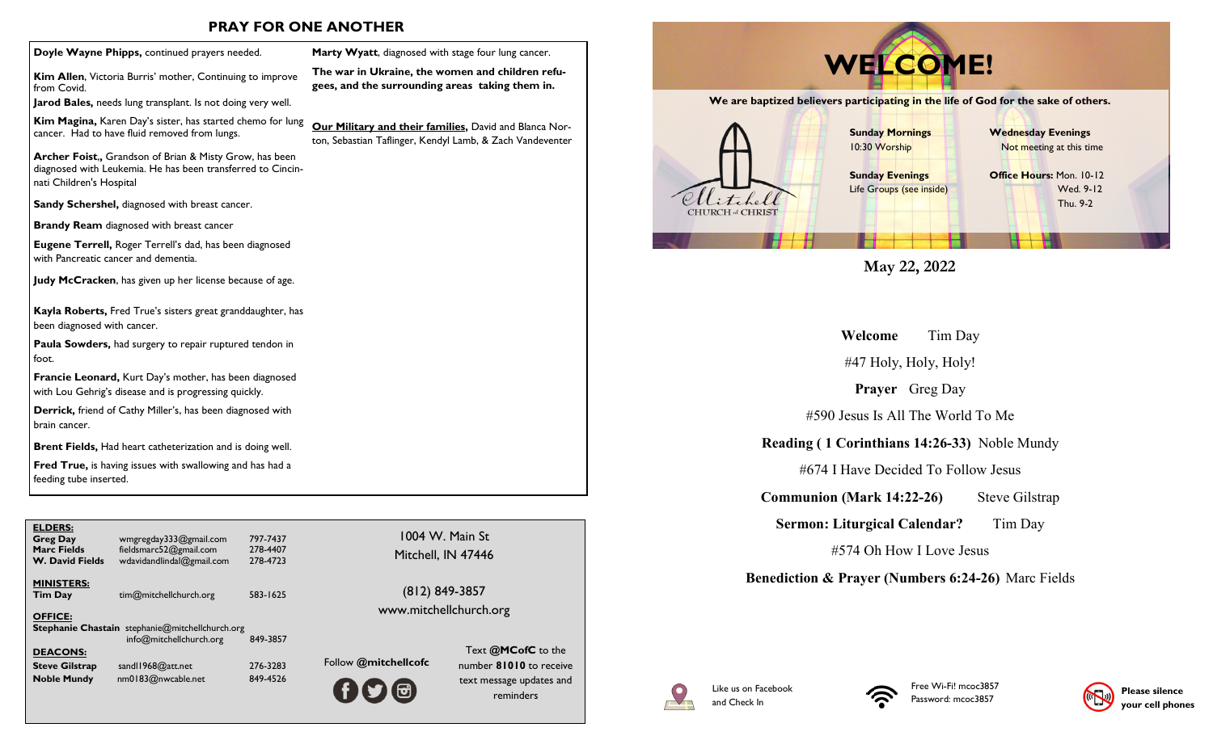## PRAY FOR ONE ANOTHER

**Doyle Wayne Phipps,** continued prayers needed.

**Kim Allen**, Victoria Burris' mother, Continuing to improve from Covid.

**Jarod Bales,** needs lung transplant. Is not doing very well.

**Kim Magina,** Karen Day's sister, has started chemo for lung cancer. Had to have fluid removed from lungs.

**Archer Foist.,** Grandson of Brian & Misty Grow, has been diagnosed with Leukemia. He has been transferred to Cincinnati Children's Hospital

**Sandy Schershel,** diagnosed with breast cancer.

**Brandy Ream** diagnosed with breast cancer

**Eugene Terrell,** Roger Terrell's dad, has been diagnosed with Pancreatic cancer and dementia.

**Judy McCracken**, has given up her license because of age.

**Kayla Roberts,** Fred True's sisters great granddaughter, has been diagnosed with cancer.

**Paula Sowders,** had surgery to repair ruptured tendon in foot.

**Francie Leonard,** Kurt Day's mother, has been diagnosed with Lou Gehrig's disease and is progressing quickly.

**Derrick,** friend of Cathy Miller's, has been diagnosed with brain cancer.

**Brent Fields,** Had heart catheterization and is doing well.

**Fred True,** is having issues with swallowing and has had a feeding tube inserted.

**Marty Wyatt**, diagnosed with stage four lung cancer.

**The war in Ukraine, the women and children refugees, and the surrounding areas taking them in.**

**Our Military and their families,** David and Blanca Norton, Sebastian Taflinger, Kendyl Lamb, & Zach Vandeventer

**ELDERS:**

| | | |
|---|---|---|
| **Greg Day** | wmgregday333@gmail.com | 797-7437 |
| **Marc Fields** | fieldsmarc52@gmail.com | 278-4407 |
| **W. David Fields** | wdavidandlindal@gmail.com | 278-4723 |

**MINISTERS:**

| | | |
|---|---|---|
| **Tim Day** | tim@mitchellchurch.org | 583-1625 |

**OFFICE:**

**Stephanie Chastain** stephanie@mitchellchurch.org
info@mitchellchurch.org 849-3857

**DEACONS:**

| | | |
|---|---|---|
| **Steve Gilstrap** | sandl1968@att.net | 276-3283 |
| **Noble Mundy** | nm0183@nwcable.net | 849-4526 |

1004 W. Main St
Mitchell, IN 47446

(812) 849-3857
www.mitchellchurch.org

Follow **@mitchellcofc**

Text **@MCofC** to the number **81010** to receive text message updates and reminders

# WELCOME!

**We are baptized believers participating in the life of God for the sake of others.**

Mitchell CHURCH of CHRIST

**Sunday Mornings**
10:30 Worship

**Sunday Evenings**
Life Groups (see inside)

**Wednesday Evenings**
Not meeting at this time

**Office Hours:** Mon. 10-12
Wed. 9-12
Thu. 9-2

**May 22, 2022**

**Welcome** Tim Day

#47 Holy, Holy, Holy!

**Prayer** Greg Day

#590 Jesus Is All The World To Me

**Reading ( 1 Corinthians 14:26-33)** Noble Mundy

#674 I Have Decided To Follow Jesus

**Communion (Mark 14:22-26)** Steve Gilstrap

**Sermon: Liturgical Calendar?** Tim Day

#574 Oh How I Love Jesus

**Benediction & Prayer (Numbers 6:24-26)** Marc Fields

Like us on Facebook and Check In

Free Wi-Fi! mcoc3857
Password: mcoc3857

**Please silence your cell phones**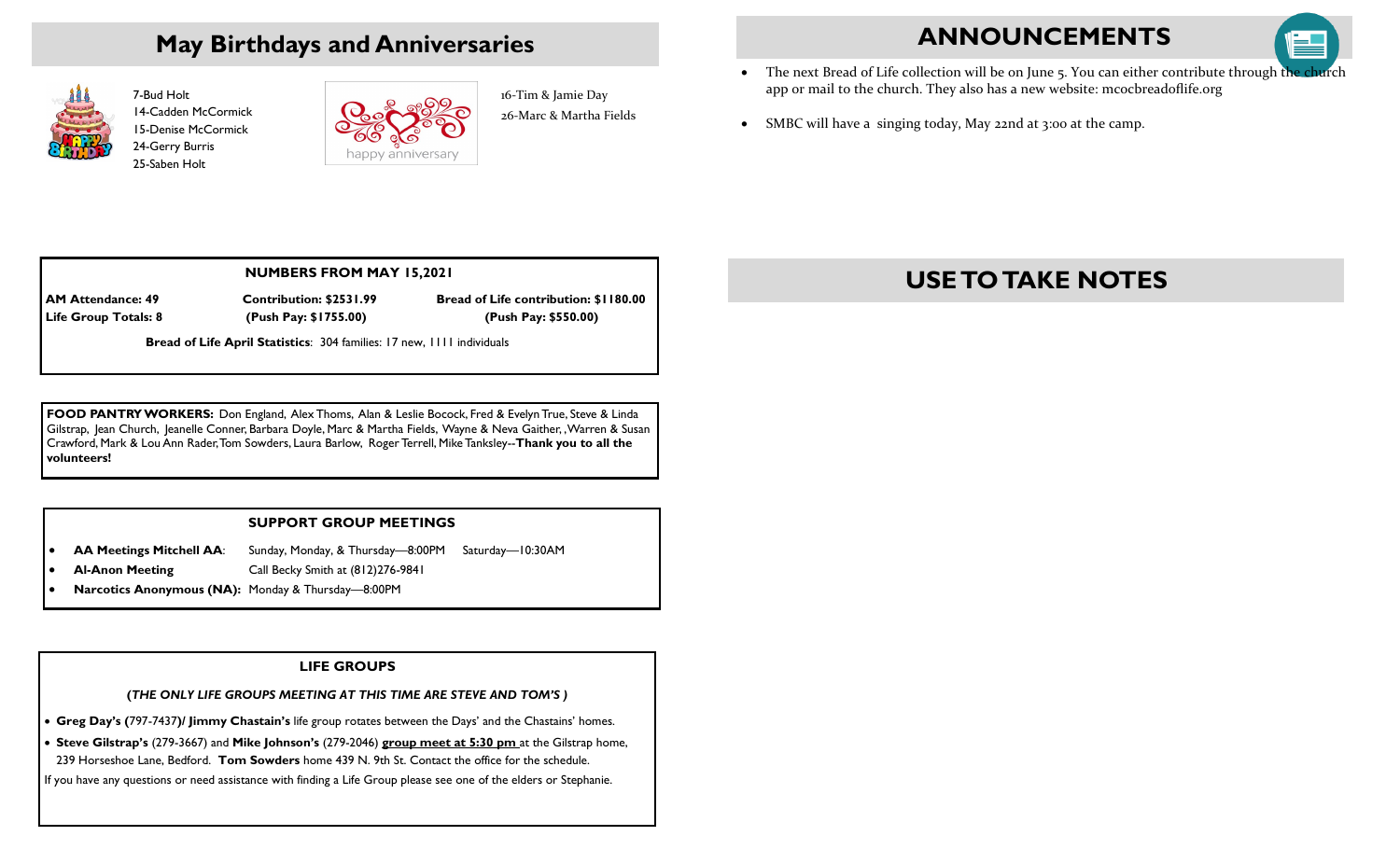## May Birthdays and Anniversaries

7-Bud Holt
14-Cadden McCormick
15-Denise McCormick
24-Gerry Burris
25-Saben Holt

happy anniversary

16-Tim & Jamie Day
26-Marc & Martha Fields

**NUMBERS FROM MAY 15,2021**

| | | |
|---|---|---|
| **AM Attendance: 49** | **Contribution: $2531.99** | **Bread of Life contribution: $1180.00** |
| **Life Group Totals: 8** | **(Push Pay: $1755.00)** | **(Push Pay: $550.00)** |

**Bread of Life April Statistics**: 304 families: 17 new, 1111 individuals

**FOOD PANTRY WORKERS:** Don England, Alex Thoms, Alan & Leslie Bocock, Fred & Evelyn True, Steve & Linda Gilstrap, Jean Church, Jeanelle Conner, Barbara Doyle, Marc & Martha Fields, Wayne & Neva Gaither, ,Warren & Susan Crawford, Mark & Lou Ann Rader, Tom Sowders, Laura Barlow, Roger Terrell, Mike Tanksley--**Thank you to all the volunteers!**

**SUPPORT GROUP MEETINGS**

- **AA Meetings Mitchell AA**: Sunday, Monday, & Thursday—8:00PM Saturday—10:30AM
- **Al-Anon Meeting** Call Becky Smith at (812)276-9841
- **Narcotics Anonymous (NA):** Monday & Thursday—8:00PM

**LIFE GROUPS**

***(THE ONLY LIFE GROUPS MEETING AT THIS TIME ARE STEVE AND TOM'S )***

- **Greg Day's (**797-7437**)/ Jimmy Chastain's** life group rotates between the Days' and the Chastains' homes.
- **Steve Gilstrap's** (279-3667) and **Mike Johnson's** (279-2046) **group meet at 5:30 pm** at the Gilstrap home, 239 Horseshoe Lane, Bedford. **Tom Sowders** home 439 N. 9th St. Contact the office for the schedule.

If you have any questions or need assistance with finding a Life Group please see one of the elders or Stephanie.

## ANNOUNCEMENTS

- The next Bread of Life collection will be on June 5. You can either contribute through the church app or mail to the church. They also has a new website: mcocbreadoflife.org
- SMBC will have a singing today, May 22nd at 3:00 at the camp.

## USE TO TAKE NOTES